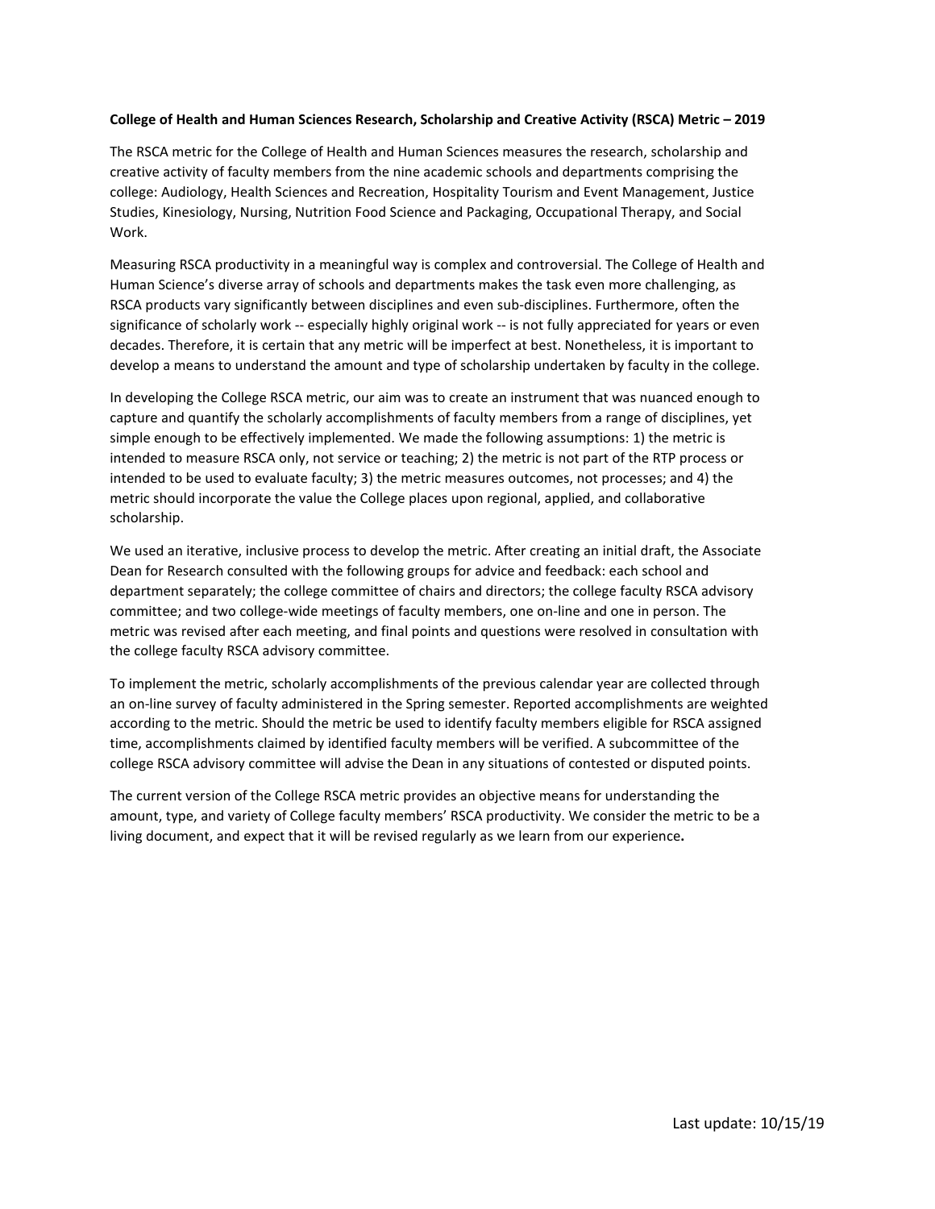**College of Health and Human Sciences Research, Scholarship and Creative Activity (RSCA) Metric – 2019**

The RSCA metric for the College of Health and Human Sciences measures the research, scholarship and creative activity of faculty members from the nine academic schools and departments comprising the college: Audiology, Health Sciences and Recreation, Hospitality Tourism and Event Management, Justice Studies, Kinesiology, Nursing, Nutrition Food Science and Packaging, Occupational Therapy, and Social Work.

Measuring RSCA productivity in a meaningful way is complex and controversial. The College of Health and Human Science's diverse array of schools and departments makes the task even more challenging, as RSCA products vary significantly between disciplines and even sub-disciplines. Furthermore, often the significance of scholarly work -- especially highly original work -- is not fully appreciated for years or even decades. Therefore, it is certain that any metric will be imperfect at best. Nonetheless, it is important to develop a means to understand the amount and type of scholarship undertaken by faculty in the college.

In developing the College RSCA metric, our aim was to create an instrument that was nuanced enough to capture and quantify the scholarly accomplishments of faculty members from a range of disciplines, yet simple enough to be effectively implemented. We made the following assumptions: 1) the metric is intended to measure RSCA only, not service or teaching; 2) the metric is not part of the RTP process or intended to be used to evaluate faculty; 3) the metric measures outcomes, not processes; and 4) the metric should incorporate the value the College places upon regional, applied, and collaborative scholarship.

We used an iterative, inclusive process to develop the metric. After creating an initial draft, the Associate Dean for Research consulted with the following groups for advice and feedback: each school and department separately; the college committee of chairs and directors; the college faculty RSCA advisory committee; and two college-wide meetings of faculty members, one on-line and one in person. The metric was revised after each meeting, and final points and questions were resolved in consultation with the college faculty RSCA advisory committee.

To implement the metric, scholarly accomplishments of the previous calendar year are collected through an on-line survey of faculty administered in the Spring semester. Reported accomplishments are weighted according to the metric. Should the metric be used to identify faculty members eligible for RSCA assigned time, accomplishments claimed by identified faculty members will be verified. A subcommittee of the college RSCA advisory committee will advise the Dean in any situations of contested or disputed points.

The current version of the College RSCA metric provides an objective means for understanding the amount, type, and variety of College faculty members' RSCA productivity. We consider the metric to be a living document, and expect that it will be revised regularly as we learn from our experience.

Last update: 10/15/19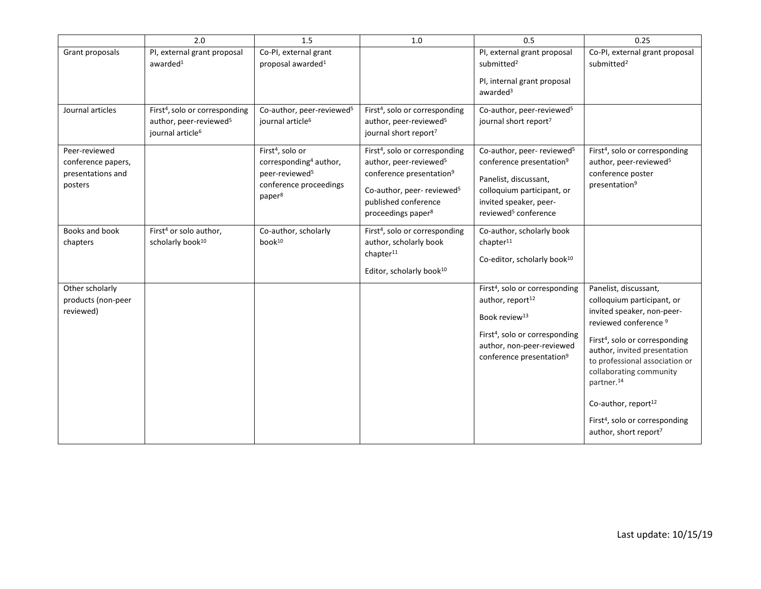| | 2.0 | 1.5 | 1.0 | 0.5 | 0.25 |
|---|---|---|---|---|---|
| Grant proposals | PI, external grant proposal awarded[1] | Co-PI, external grant proposal awarded[1] | | PI, external grant proposal submitted[2]<br><br>PI, internal grant proposal awarded[3] | Co-PI, external grant proposal submitted[2] |
| Journal articles | First[4], solo or corresponding author, peer-reviewed[5] journal article[6] | Co-author, peer-reviewed[5] journal article[6] | First[4], solo or corresponding author, peer-reviewed[5] journal short report[7] | Co-author, peer-reviewed[5] journal short report[7] | |
| Peer-reviewed conference papers, presentations and posters | | First[4], solo or corresponding[4] author, peer-reviewed[5] conference proceedings paper[8] | First[4], solo or corresponding author, peer-reviewed[5] conference presentation[9]<br><br>Co-author, peer- reviewed[5] published conference proceedings paper[8] | Co-author, peer- reviewed[5] conference presentation[9]<br><br>Panelist, discussant, colloquium participant, or invited speaker, peer-reviewed[5] conference | First[4], solo or corresponding author, peer-reviewed[5] conference poster presentation[9] |
| Books and book chapters | First[4] or solo author, scholarly book[10] | Co-author, scholarly book[10] | First[4], solo or corresponding author, scholarly book chapter[11]<br><br>Editor, scholarly book[10] | Co-author, scholarly book chapter[11]<br><br>Co-editor, scholarly book[10] | |
| Other scholarly products (non-peer reviewed) | | | | First[4], solo or corresponding author, report[12]<br><br>Book review[13]<br><br>First[4], solo or corresponding author, non-peer-reviewed conference presentation[9] | Panelist, discussant, colloquium participant, or invited speaker, non-peer-reviewed conference [9]<br><br>First[4], solo or corresponding author, invited presentation to professional association or collaborating community partner.[14]<br><br>Co-author, report[12]<br><br>First[4], solo or corresponding author, short report[7] |

Last update: 10/15/19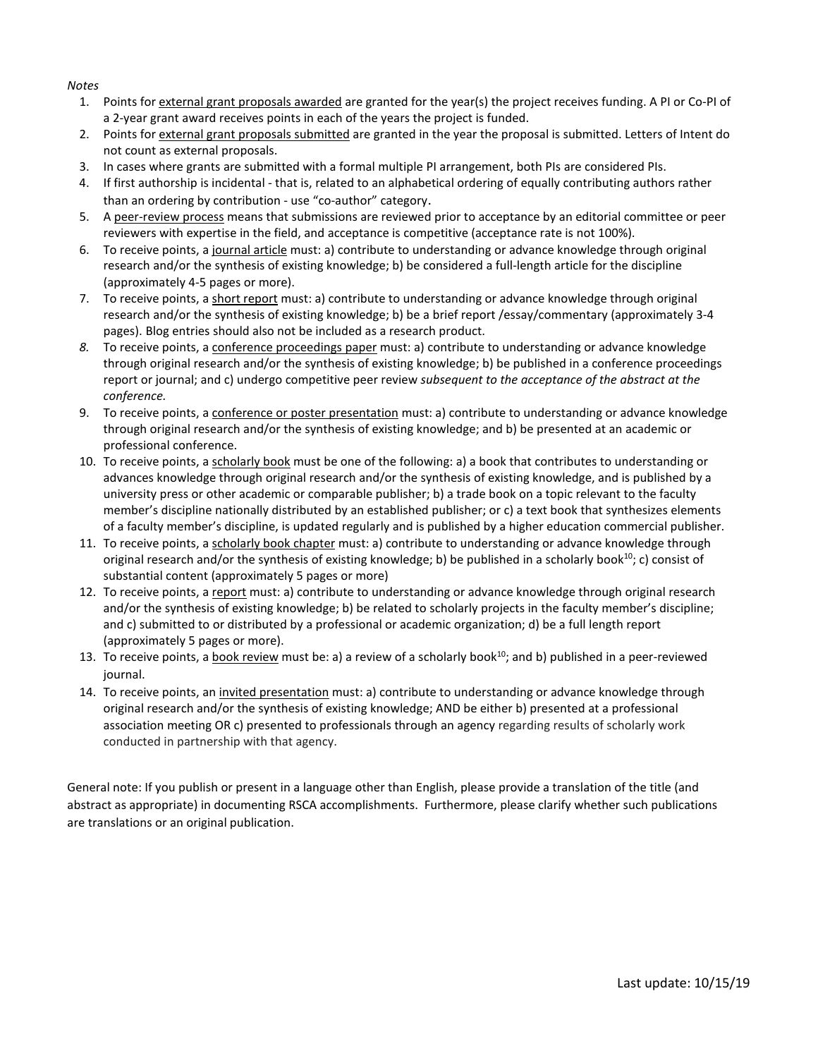*Notes*

1. Points for external grant proposals awarded are granted for the year(s) the project receives funding. A PI or Co-PI of a 2-year grant award receives points in each of the years the project is funded.
2. Points for external grant proposals submitted are granted in the year the proposal is submitted. Letters of Intent do not count as external proposals.
3. In cases where grants are submitted with a formal multiple PI arrangement, both PIs are considered PIs.
4. If first authorship is incidental - that is, related to an alphabetical ordering of equally contributing authors rather than an ordering by contribution - use "co-author" category.
5. A peer-review process means that submissions are reviewed prior to acceptance by an editorial committee or peer reviewers with expertise in the field, and acceptance is competitive (acceptance rate is not 100%).
6. To receive points, a journal article must: a) contribute to understanding or advance knowledge through original research and/or the synthesis of existing knowledge; b) be considered a full-length article for the discipline (approximately 4-5 pages or more).
7. To receive points, a short report must: a) contribute to understanding or advance knowledge through original research and/or the synthesis of existing knowledge; b) be a brief report /essay/commentary (approximately 3-4 pages). Blog entries should also not be included as a research product.
8. To receive points, a conference proceedings paper must: a) contribute to understanding or advance knowledge through original research and/or the synthesis of existing knowledge; b) be published in a conference proceedings report or journal; and c) undergo competitive peer review *subsequent to the acceptance of the abstract at the conference.*
9. To receive points, a conference or poster presentation must: a) contribute to understanding or advance knowledge through original research and/or the synthesis of existing knowledge; and b) be presented at an academic or professional conference.
10. To receive points, a scholarly book must be one of the following: a) a book that contributes to understanding or advances knowledge through original research and/or the synthesis of existing knowledge, and is published by a university press or other academic or comparable publisher; b) a trade book on a topic relevant to the faculty member's discipline nationally distributed by an established publisher; or c) a text book that synthesizes elements of a faculty member's discipline, is updated regularly and is published by a higher education commercial publisher.
11. To receive points, a scholarly book chapter must: a) contribute to understanding or advance knowledge through original research and/or the synthesis of existing knowledge; b) be published in a scholarly book[10]; c) consist of substantial content (approximately 5 pages or more)
12. To receive points, a report must: a) contribute to understanding or advance knowledge through original research and/or the synthesis of existing knowledge; b) be related to scholarly projects in the faculty member's discipline; and c) submitted to or distributed by a professional or academic organization; d) be a full length report (approximately 5 pages or more).
13. To receive points, a book review must be: a) a review of a scholarly book[10]; and b) published in a peer-reviewed journal.
14. To receive points, an invited presentation must: a) contribute to understanding or advance knowledge through original research and/or the synthesis of existing knowledge; AND be either b) presented at a professional association meeting OR c) presented to professionals through an agency regarding results of scholarly work conducted in partnership with that agency.

General note: If you publish or present in a language other than English, please provide a translation of the title (and abstract as appropriate) in documenting RSCA accomplishments. Furthermore, please clarify whether such publications are translations or an original publication.

Last update: 10/15/19